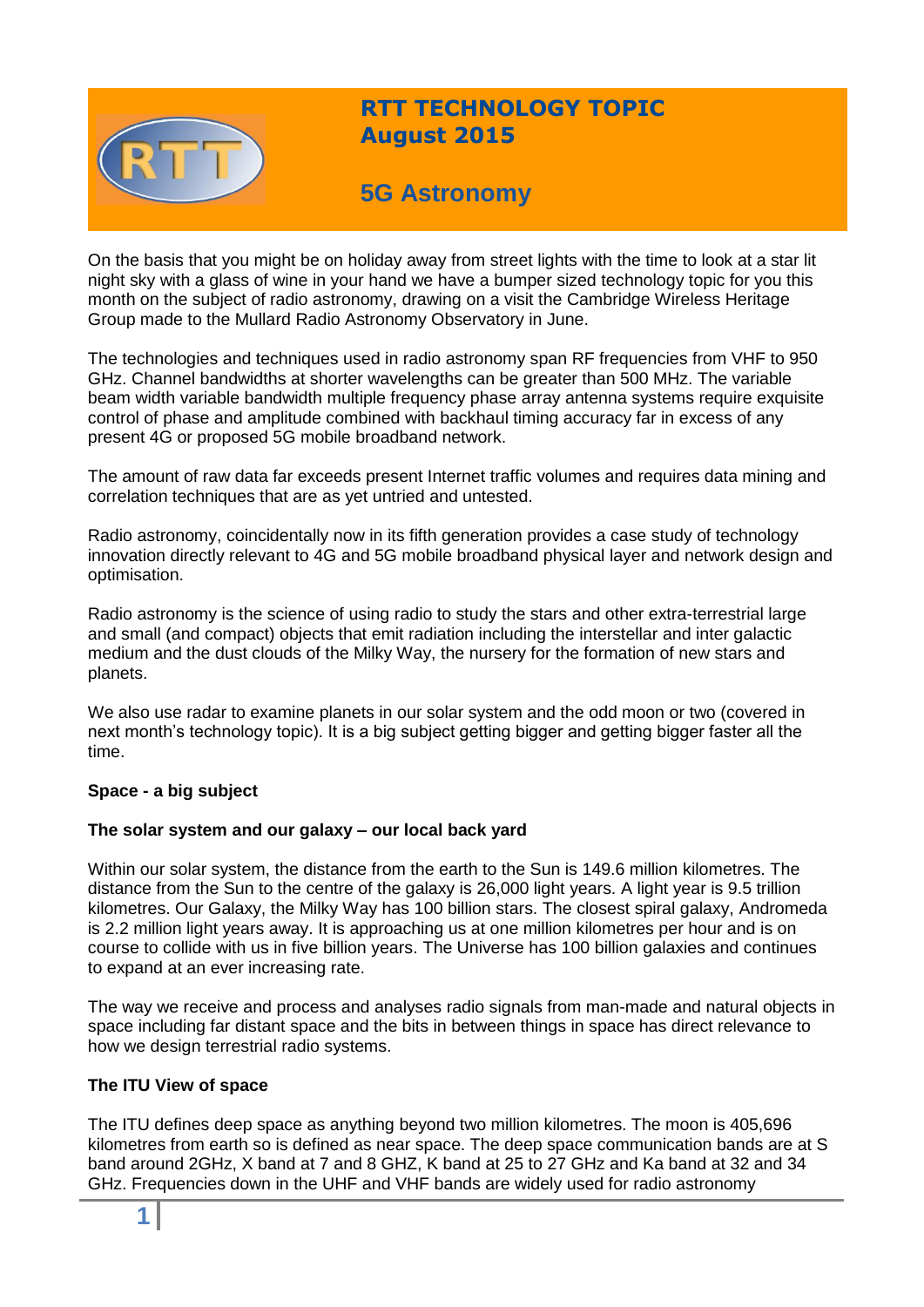# RTT TECHNOLOGY TOPIC
## August 2015

## 5G Astronomy

On the basis that you might be on holiday away from street lights with the time to look at a star lit night sky with a glass of wine in your hand we have a bumper sized technology topic for you this month on the subject of radio astronomy, drawing on a visit the Cambridge Wireless Heritage Group made to the Mullard Radio Astronomy Observatory in June.

The technologies and techniques used in radio astronomy span RF frequencies from VHF to 950 GHz. Channel bandwidths at shorter wavelengths can be greater than 500 MHz. The variable beam width variable bandwidth multiple frequency phase array antenna systems require exquisite control of phase and amplitude combined with backhaul timing accuracy far in excess of any present 4G or proposed 5G mobile broadband network.

The amount of raw data far exceeds present Internet traffic volumes and requires data mining and correlation techniques that are as yet untried and untested.

Radio astronomy, coincidentally now in its fifth generation provides a case study of technology innovation directly relevant to 4G and 5G mobile broadband physical layer and network design and optimisation.

Radio astronomy is the science of using radio to study the stars and other extra-terrestrial large and small (and compact) objects that emit radiation including the interstellar and inter galactic medium and the dust clouds of the Milky Way, the nursery for the formation of new stars and planets.

We also use radar to examine planets in our solar system and the odd moon or two (covered in next month's technology topic). It is a big subject getting bigger and getting bigger faster all the time.

**Space - a big subject**

**The solar system and our galaxy – our local back yard**

Within our solar system, the distance from the earth to the Sun is 149.6 million kilometres. The distance from the Sun to the centre of the galaxy is 26,000 light years. A light year is 9.5 trillion kilometres. Our Galaxy, the Milky Way has 100 billion stars. The closest spiral galaxy, Andromeda is 2.2 million light years away. It is approaching us at one million kilometres per hour and is on course to collide with us in five billion years. The Universe has 100 billion galaxies and continues to expand at an ever increasing rate.

The way we receive and process and analyses radio signals from man-made and natural objects in space including far distant space and the bits in between things in space has direct relevance to how we design terrestrial radio systems.

**The ITU View of space**

The ITU defines deep space as anything beyond two million kilometres. The moon is 405,696 kilometres from earth so is defined as near space. The deep space communication bands are at S band around 2GHz, X band at 7 and 8 GHZ, K band at 25 to 27 GHz and Ka band at 32 and 34 GHz. Frequencies down in the UHF and VHF bands are widely used for radio astronomy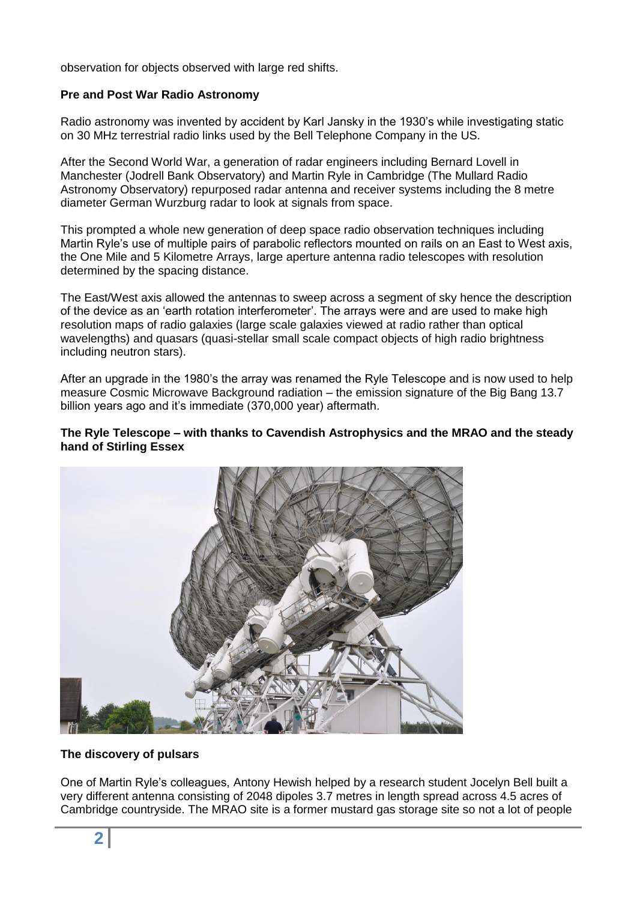observation for objects observed with large red shifts.

## Pre and Post War Radio Astronomy

Radio astronomy was invented by accident by Karl Jansky in the 1930's while investigating static on 30 MHz terrestrial radio links used by the Bell Telephone Company in the US.

After the Second World War, a generation of radar engineers including Bernard Lovell in Manchester (Jodrell Bank Observatory) and Martin Ryle in Cambridge (The Mullard Radio Astronomy Observatory) repurposed radar antenna and receiver systems including the 8 metre diameter German Wurzburg radar to look at signals from space.

This prompted a whole new generation of deep space radio observation techniques including Martin Ryle's use of multiple pairs of parabolic reflectors mounted on rails on an East to West axis, the One Mile and 5 Kilometre Arrays, large aperture antenna radio telescopes with resolution determined by the spacing distance.

The East/West axis allowed the antennas to sweep across a segment of sky hence the description of the device as an 'earth rotation interferometer'. The arrays were and are used to make high resolution maps of radio galaxies (large scale galaxies viewed at radio rather than optical wavelengths) and quasars (quasi-stellar small scale compact objects of high radio brightness including neutron stars).

After an upgrade in the 1980's the array was renamed the Ryle Telescope and is now used to help measure Cosmic Microwave Background radiation – the emission signature of the Big Bang 13.7 billion years ago and it's immediate (370,000 year) aftermath.

**The Ryle Telescope – with thanks to Cavendish Astrophysics and the MRAO and the steady hand of Stirling Essex**

## The discovery of pulsars

One of Martin Ryle's colleagues, Antony Hewish helped by a research student Jocelyn Bell built a very different antenna consisting of 2048 dipoles 3.7 metres in length spread across 4.5 acres of Cambridge countryside. The MRAO site is a former mustard gas storage site so not a lot of people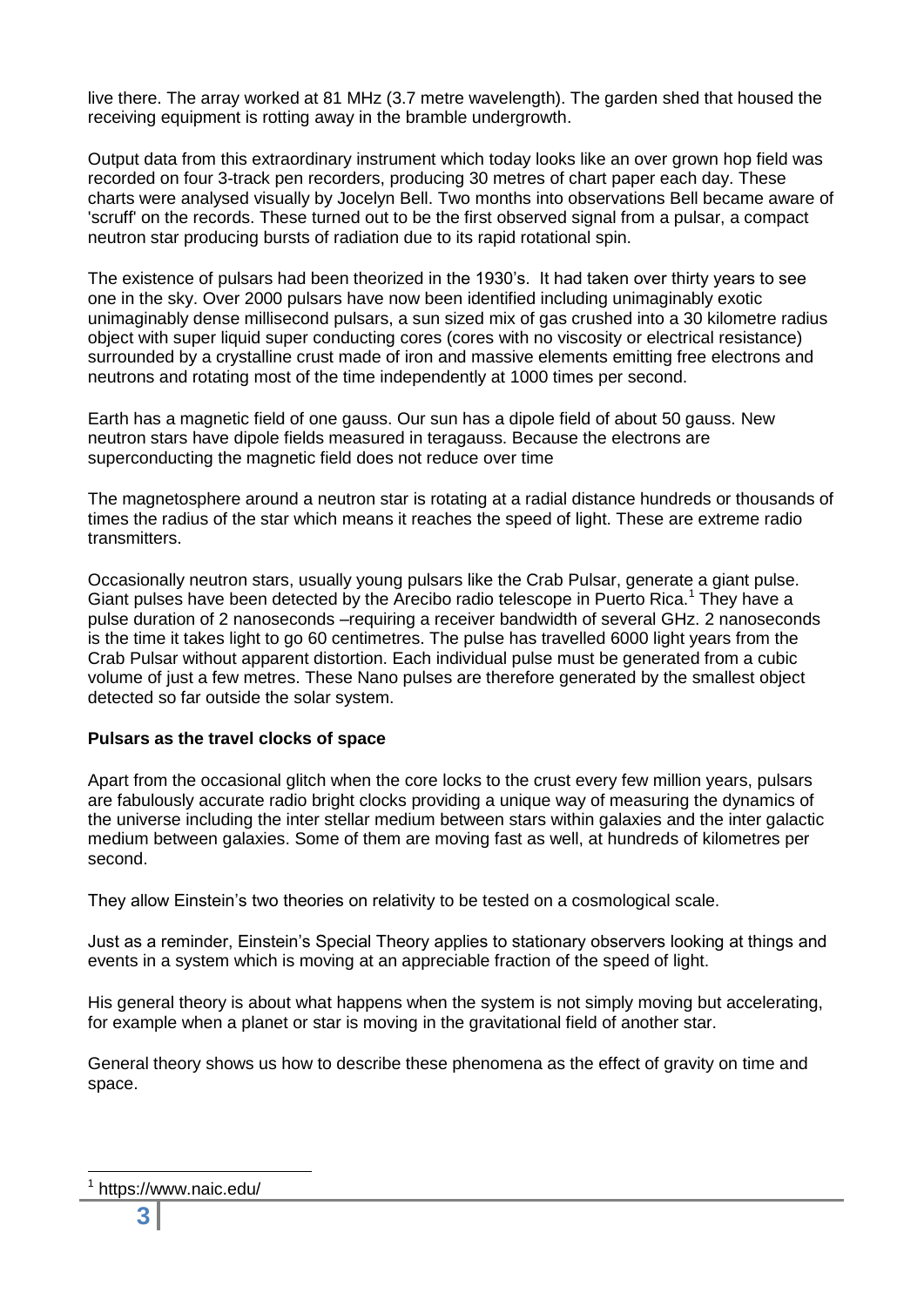live there. The array worked at 81 MHz (3.7 metre wavelength). The garden shed that housed the receiving equipment is rotting away in the bramble undergrowth.

Output data from this extraordinary instrument which today looks like an over grown hop field was recorded on four 3-track pen recorders, producing 30 metres of chart paper each day. These charts were analysed visually by Jocelyn Bell. Two months into observations Bell became aware of 'scruff' on the records. These turned out to be the first observed signal from a pulsar, a compact neutron star producing bursts of radiation due to its rapid rotational spin.

The existence of pulsars had been theorized in the 1930's. It had taken over thirty years to see one in the sky. Over 2000 pulsars have now been identified including unimaginably exotic unimaginably dense millisecond pulsars, a sun sized mix of gas crushed into a 30 kilometre radius object with super liquid super conducting cores (cores with no viscosity or electrical resistance) surrounded by a crystalline crust made of iron and massive elements emitting free electrons and neutrons and rotating most of the time independently at 1000 times per second.

Earth has a magnetic field of one gauss. Our sun has a dipole field of about 50 gauss. New neutron stars have dipole fields measured in teragauss. Because the electrons are superconducting the magnetic field does not reduce over time

The magnetosphere around a neutron star is rotating at a radial distance hundreds or thousands of times the radius of the star which means it reaches the speed of light. These are extreme radio transmitters.

Occasionally neutron stars, usually young pulsars like the Crab Pulsar, generate a giant pulse. Giant pulses have been detected by the Arecibo radio telescope in Puerto Rica.[1] They have a pulse duration of 2 nanoseconds –requiring a receiver bandwidth of several GHz. 2 nanoseconds is the time it takes light to go 60 centimetres. The pulse has travelled 6000 light years from the Crab Pulsar without apparent distortion. Each individual pulse must be generated from a cubic volume of just a few metres. These Nano pulses are therefore generated by the smallest object detected so far outside the solar system.

**Pulsars as the travel clocks of space**

Apart from the occasional glitch when the core locks to the crust every few million years, pulsars are fabulously accurate radio bright clocks providing a unique way of measuring the dynamics of the universe including the inter stellar medium between stars within galaxies and the inter galactic medium between galaxies. Some of them are moving fast as well, at hundreds of kilometres per second.

They allow Einstein's two theories on relativity to be tested on a cosmological scale.

Just as a reminder, Einstein's Special Theory applies to stationary observers looking at things and events in a system which is moving at an appreciable fraction of the speed of light.

His general theory is about what happens when the system is not simply moving but accelerating, for example when a planet or star is moving in the gravitational field of another star.

General theory shows us how to describe these phenomena as the effect of gravity on time and space.

[1] https://www.naic.edu/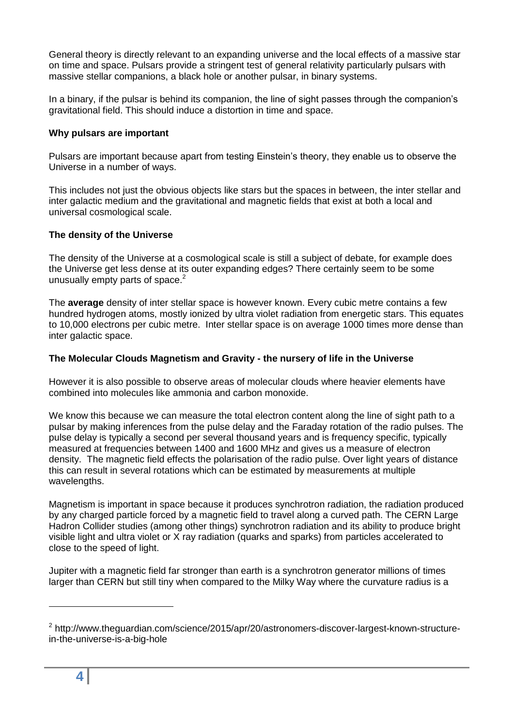General theory is directly relevant to an expanding universe and the local effects of a massive star on time and space. Pulsars provide a stringent test of general relativity particularly pulsars with massive stellar companions, a black hole or another pulsar, in binary systems.

In a binary, if the pulsar is behind its companion, the line of sight passes through the companion's gravitational field. This should induce a distortion in time and space.

**Why pulsars are important**

Pulsars are important because apart from testing Einstein's theory, they enable us to observe the Universe in a number of ways.

This includes not just the obvious objects like stars but the spaces in between, the inter stellar and inter galactic medium and the gravitational and magnetic fields that exist at both a local and universal cosmological scale.

**The density of the Universe**

The density of the Universe at a cosmological scale is still a subject of debate, for example does the Universe get less dense at its outer expanding edges? There certainly seem to be some unusually empty parts of space.[2]

The **average** density of inter stellar space is however known. Every cubic metre contains a few hundred hydrogen atoms, mostly ionized by ultra violet radiation from energetic stars. This equates to 10,000 electrons per cubic metre. Inter stellar space is on average 1000 times more dense than inter galactic space.

**The Molecular Clouds Magnetism and Gravity - the nursery of life in the Universe**

However it is also possible to observe areas of molecular clouds where heavier elements have combined into molecules like ammonia and carbon monoxide.

We know this because we can measure the total electron content along the line of sight path to a pulsar by making inferences from the pulse delay and the Faraday rotation of the radio pulses. The pulse delay is typically a second per several thousand years and is frequency specific, typically measured at frequencies between 1400 and 1600 MHz and gives us a measure of electron density. The magnetic field effects the polarisation of the radio pulse. Over light years of distance this can result in several rotations which can be estimated by measurements at multiple wavelengths.

Magnetism is important in space because it produces synchrotron radiation, the radiation produced by any charged particle forced by a magnetic field to travel along a curved path. The CERN Large Hadron Collider studies (among other things) synchrotron radiation and its ability to produce bright visible light and ultra violet or X ray radiation (quarks and sparks) from particles accelerated to close to the speed of light.

Jupiter with a magnetic field far stronger than earth is a synchrotron generator millions of times larger than CERN but still tiny when compared to the Milky Way where the curvature radius is a

[2] http://www.theguardian.com/science/2015/apr/20/astronomers-discover-largest-known-structure-in-the-universe-is-a-big-hole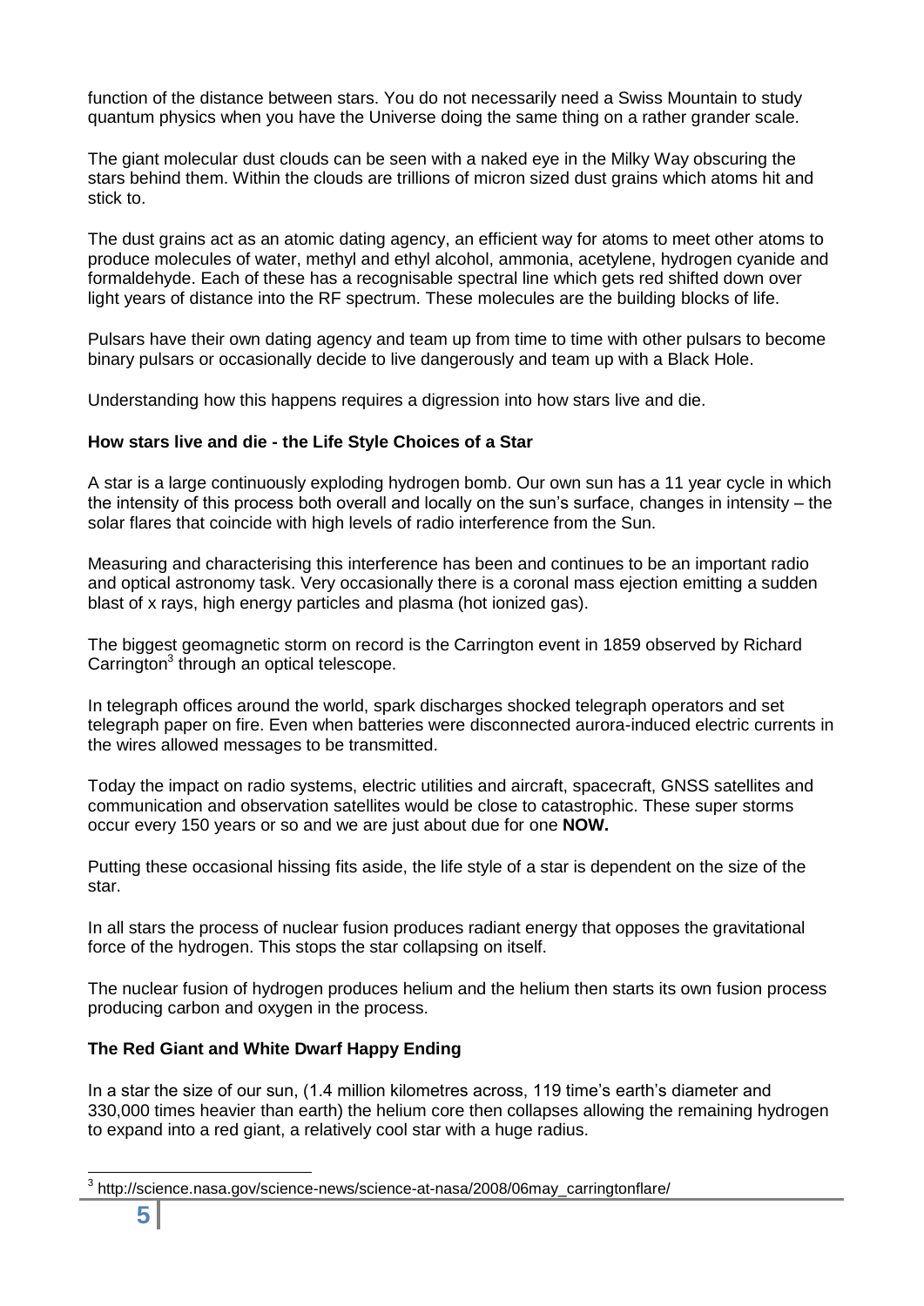function of the distance between stars. You do not necessarily need a Swiss Mountain to study quantum physics when you have the Universe doing the same thing on a rather grander scale.

The giant molecular dust clouds can be seen with a naked eye in the Milky Way obscuring the stars behind them. Within the clouds are trillions of micron sized dust grains which atoms hit and stick to.

The dust grains act as an atomic dating agency, an efficient way for atoms to meet other atoms to produce molecules of water, methyl and ethyl alcohol, ammonia, acetylene, hydrogen cyanide and formaldehyde. Each of these has a recognisable spectral line which gets red shifted down over light years of distance into the RF spectrum. These molecules are the building blocks of life.

Pulsars have their own dating agency and team up from time to time with other pulsars to become binary pulsars or occasionally decide to live dangerously and team up with a Black Hole.

Understanding how this happens requires a digression into how stars live and die.

**How stars live and die - the Life Style Choices of a Star**

A star is a large continuously exploding hydrogen bomb. Our own sun has a 11 year cycle in which the intensity of this process both overall and locally on the sun's surface, changes in intensity – the solar flares that coincide with high levels of radio interference from the Sun.

Measuring and characterising this interference has been and continues to be an important radio and optical astronomy task. Very occasionally there is a coronal mass ejection emitting a sudden blast of x rays, high energy particles and plasma (hot ionized gas).

The biggest geomagnetic storm on record is the Carrington event in 1859 observed by Richard Carrington[3] through an optical telescope.

In telegraph offices around the world, spark discharges shocked telegraph operators and set telegraph paper on fire. Even when batteries were disconnected aurora-induced electric currents in the wires allowed messages to be transmitted.

Today the impact on radio systems, electric utilities and aircraft, spacecraft, GNSS satellites and communication and observation satellites would be close to catastrophic. These super storms occur every 150 years or so and we are just about due for one **NOW.**

Putting these occasional hissing fits aside, the life style of a star is dependent on the size of the star.

In all stars the process of nuclear fusion produces radiant energy that opposes the gravitational force of the hydrogen. This stops the star collapsing on itself.

The nuclear fusion of hydrogen produces helium and the helium then starts its own fusion process producing carbon and oxygen in the process.

**The Red Giant and White Dwarf Happy Ending**

In a star the size of our sun, (1.4 million kilometres across, 119 time's earth's diameter and 330,000 times heavier than earth) the helium core then collapses allowing the remaining hydrogen to expand into a red giant, a relatively cool star with a huge radius.

[3] http://science.nasa.gov/science-news/science-at-nasa/2008/06may_carringtonflare/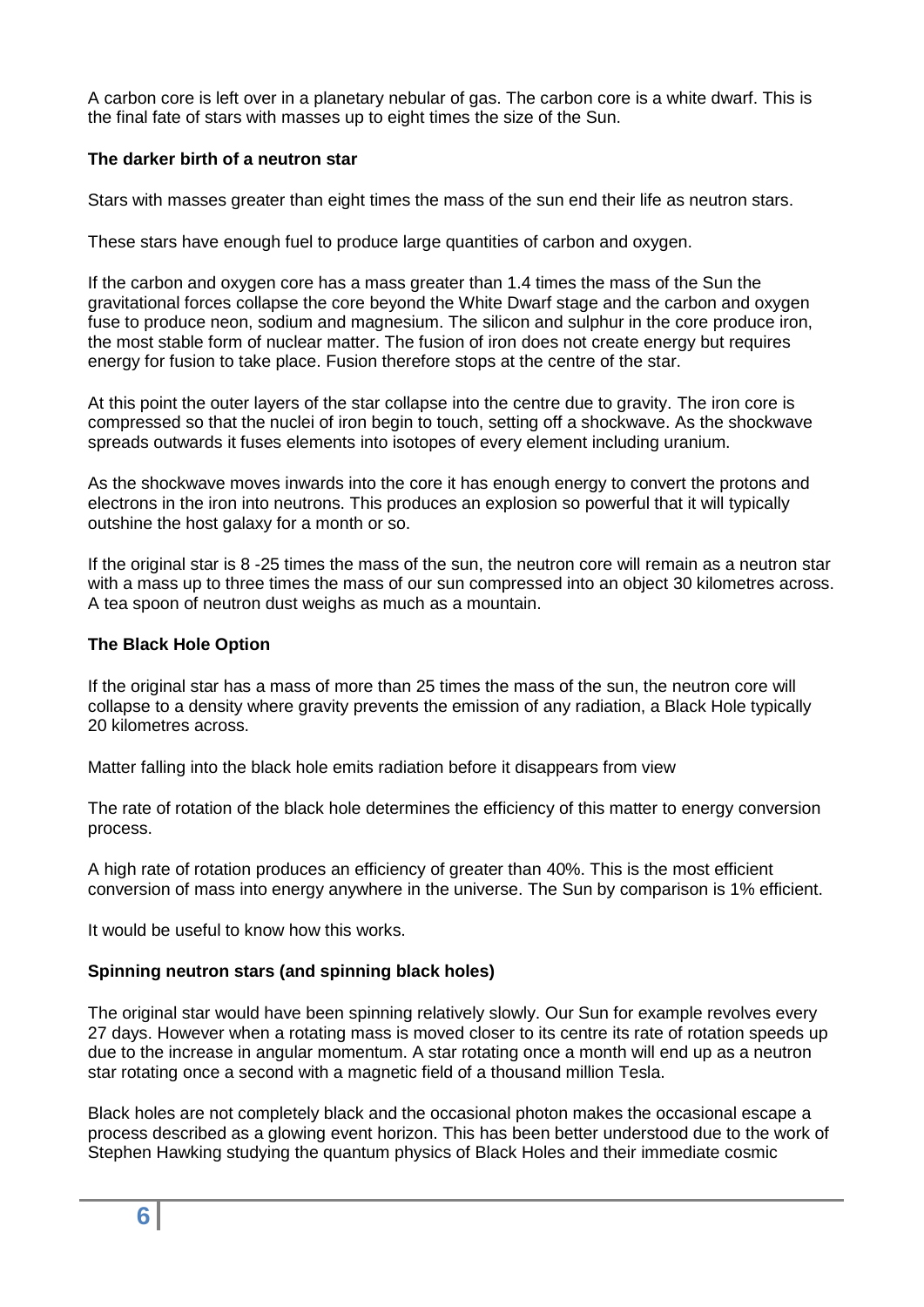A carbon core is left over in a planetary nebular of gas. The carbon core is a white dwarf. This is the final fate of stars with masses up to eight times the size of the Sun.

**The darker birth of a neutron star**

Stars with masses greater than eight times the mass of the sun end their life as neutron stars.

These stars have enough fuel to produce large quantities of carbon and oxygen.

If the carbon and oxygen core has a mass greater than 1.4 times the mass of the Sun the gravitational forces collapse the core beyond the White Dwarf stage and the carbon and oxygen fuse to produce neon, sodium and magnesium. The silicon and sulphur in the core produce iron, the most stable form of nuclear matter. The fusion of iron does not create energy but requires energy for fusion to take place. Fusion therefore stops at the centre of the star.

At this point the outer layers of the star collapse into the centre due to gravity. The iron core is compressed so that the nuclei of iron begin to touch, setting off a shockwave. As the shockwave spreads outwards it fuses elements into isotopes of every element including uranium.

As the shockwave moves inwards into the core it has enough energy to convert the protons and electrons in the iron into neutrons. This produces an explosion so powerful that it will typically outshine the host galaxy for a month or so.

If the original star is 8 -25 times the mass of the sun, the neutron core will remain as a neutron star with a mass up to three times the mass of our sun compressed into an object 30 kilometres across. A tea spoon of neutron dust weighs as much as a mountain.

**The Black Hole Option**

If the original star has a mass of more than 25 times the mass of the sun, the neutron core will collapse to a density where gravity prevents the emission of any radiation, a Black Hole typically 20 kilometres across.

Matter falling into the black hole emits radiation before it disappears from view

The rate of rotation of the black hole determines the efficiency of this matter to energy conversion process.

A high rate of rotation produces an efficiency of greater than 40%. This is the most efficient conversion of mass into energy anywhere in the universe. The Sun by comparison is 1% efficient.

It would be useful to know how this works.

**Spinning neutron stars (and spinning black holes)**

The original star would have been spinning relatively slowly. Our Sun for example revolves every 27 days. However when a rotating mass is moved closer to its centre its rate of rotation speeds up due to the increase in angular momentum. A star rotating once a month will end up as a neutron star rotating once a second with a magnetic field of a thousand million Tesla.

Black holes are not completely black and the occasional photon makes the occasional escape a process described as a glowing event horizon. This has been better understood due to the work of Stephen Hawking studying the quantum physics of Black Holes and their immediate cosmic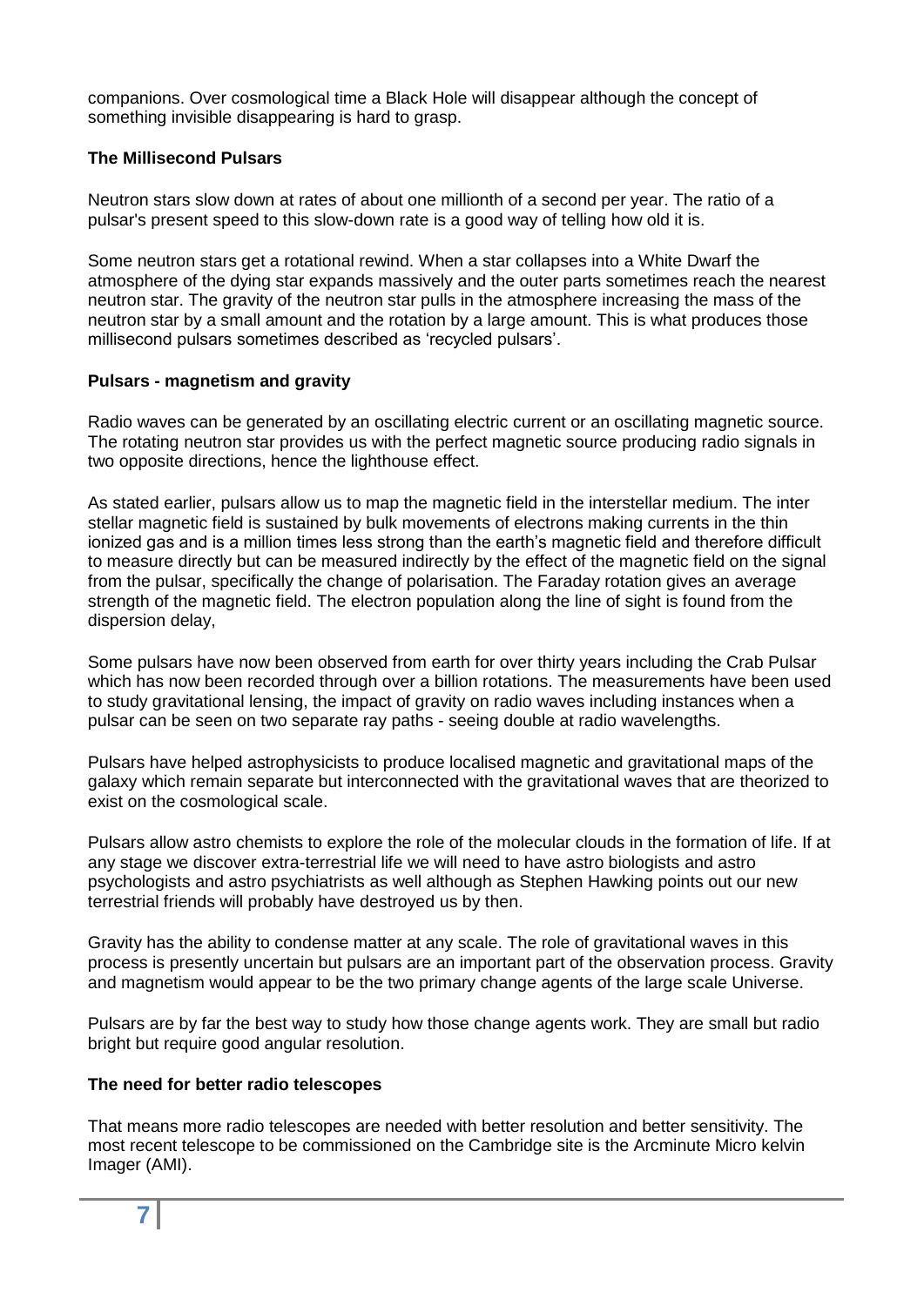companions. Over cosmological time a Black Hole will disappear although the concept of something invisible disappearing is hard to grasp.

**The Millisecond Pulsars**

Neutron stars slow down at rates of about one millionth of a second per year. The ratio of a pulsar's present speed to this slow-down rate is a good way of telling how old it is.

Some neutron stars get a rotational rewind. When a star collapses into a White Dwarf the atmosphere of the dying star expands massively and the outer parts sometimes reach the nearest neutron star. The gravity of the neutron star pulls in the atmosphere increasing the mass of the neutron star by a small amount and the rotation by a large amount. This is what produces those millisecond pulsars sometimes described as 'recycled pulsars'.

**Pulsars - magnetism and gravity**

Radio waves can be generated by an oscillating electric current or an oscillating magnetic source. The rotating neutron star provides us with the perfect magnetic source producing radio signals in two opposite directions, hence the lighthouse effect.

As stated earlier, pulsars allow us to map the magnetic field in the interstellar medium. The inter stellar magnetic field is sustained by bulk movements of electrons making currents in the thin ionized gas and is a million times less strong than the earth's magnetic field and therefore difficult to measure directly but can be measured indirectly by the effect of the magnetic field on the signal from the pulsar, specifically the change of polarisation. The Faraday rotation gives an average strength of the magnetic field. The electron population along the line of sight is found from the dispersion delay,

Some pulsars have now been observed from earth for over thirty years including the Crab Pulsar which has now been recorded through over a billion rotations. The measurements have been used to study gravitational lensing, the impact of gravity on radio waves including instances when a pulsar can be seen on two separate ray paths - seeing double at radio wavelengths.

Pulsars have helped astrophysicists to produce localised magnetic and gravitational maps of the galaxy which remain separate but interconnected with the gravitational waves that are theorized to exist on the cosmological scale.

Pulsars allow astro chemists to explore the role of the molecular clouds in the formation of life. If at any stage we discover extra-terrestrial life we will need to have astro biologists and astro psychologists and astro psychiatrists as well although as Stephen Hawking points out our new terrestrial friends will probably have destroyed us by then.

Gravity has the ability to condense matter at any scale. The role of gravitational waves in this process is presently uncertain but pulsars are an important part of the observation process. Gravity and magnetism would appear to be the two primary change agents of the large scale Universe.

Pulsars are by far the best way to study how those change agents work. They are small but radio bright but require good angular resolution.

**The need for better radio telescopes**

That means more radio telescopes are needed with better resolution and better sensitivity. The most recent telescope to be commissioned on the Cambridge site is the Arcminute Micro kelvin Imager (AMI).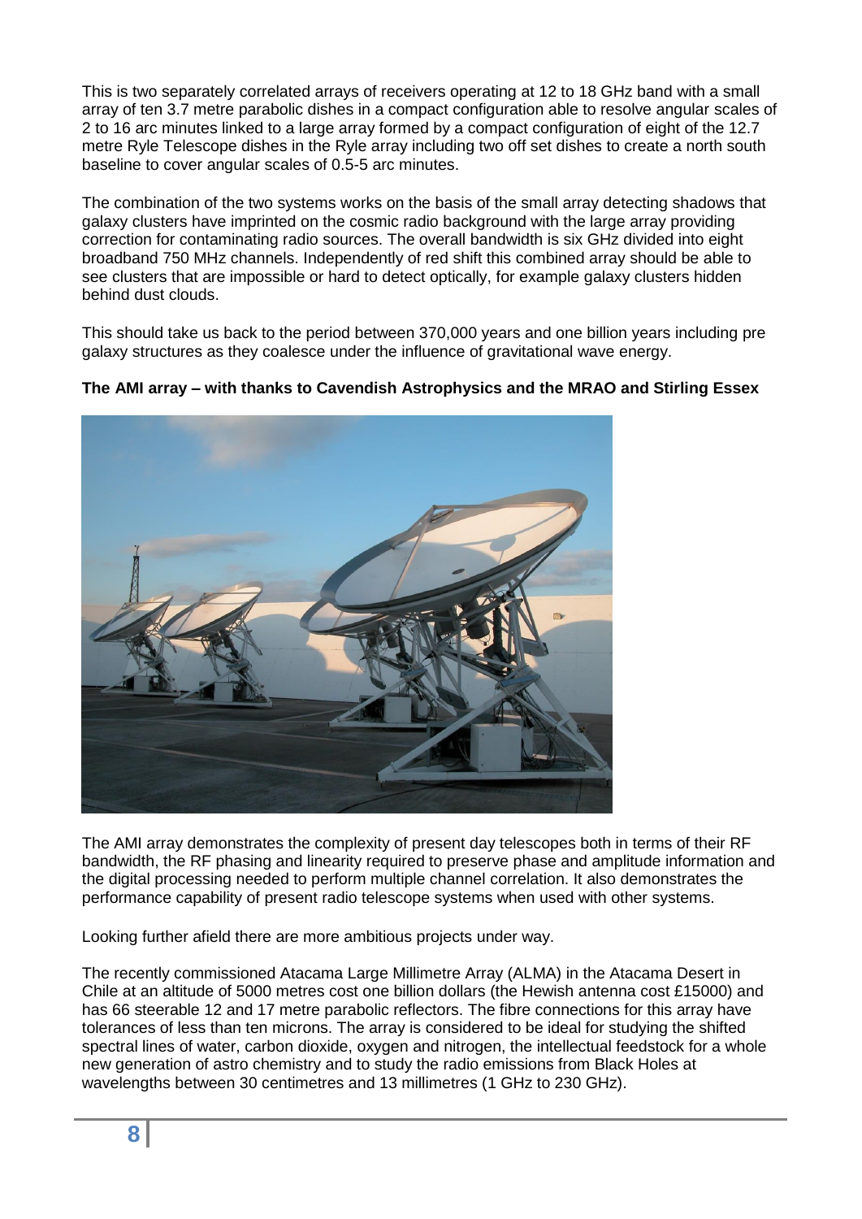This is two separately correlated arrays of receivers operating at 12 to 18 GHz band with a small array of ten 3.7 metre parabolic dishes in a compact configuration able to resolve angular scales of 2 to 16 arc minutes linked to a large array formed by a compact configuration of eight of the 12.7 metre Ryle Telescope dishes in the Ryle array including two off set dishes to create a north south baseline to cover angular scales of 0.5-5 arc minutes.

The combination of the two systems works on the basis of the small array detecting shadows that galaxy clusters have imprinted on the cosmic radio background with the large array providing correction for contaminating radio sources. The overall bandwidth is six GHz divided into eight broadband 750 MHz channels. Independently of red shift this combined array should be able to see clusters that are impossible or hard to detect optically, for example galaxy clusters hidden behind dust clouds.

This should take us back to the period between 370,000 years and one billion years including pre galaxy structures as they coalesce under the influence of gravitational wave energy.

**The AMI array – with thanks to Cavendish Astrophysics and the MRAO and Stirling Essex**

The AMI array demonstrates the complexity of present day telescopes both in terms of their RF bandwidth, the RF phasing and linearity required to preserve phase and amplitude information and the digital processing needed to perform multiple channel correlation. It also demonstrates the performance capability of present radio telescope systems when used with other systems.

Looking further afield there are more ambitious projects under way.

The recently commissioned Atacama Large Millimetre Array (ALMA) in the Atacama Desert in Chile at an altitude of 5000 metres cost one billion dollars (the Hewish antenna cost £15000) and has 66 steerable 12 and 17 metre parabolic reflectors. The fibre connections for this array have tolerances of less than ten microns. The array is considered to be ideal for studying the shifted spectral lines of water, carbon dioxide, oxygen and nitrogen, the intellectual feedstock for a whole new generation of astro chemistry and to study the radio emissions from Black Holes at wavelengths between 30 centimetres and 13 millimetres (1 GHz to 230 GHz).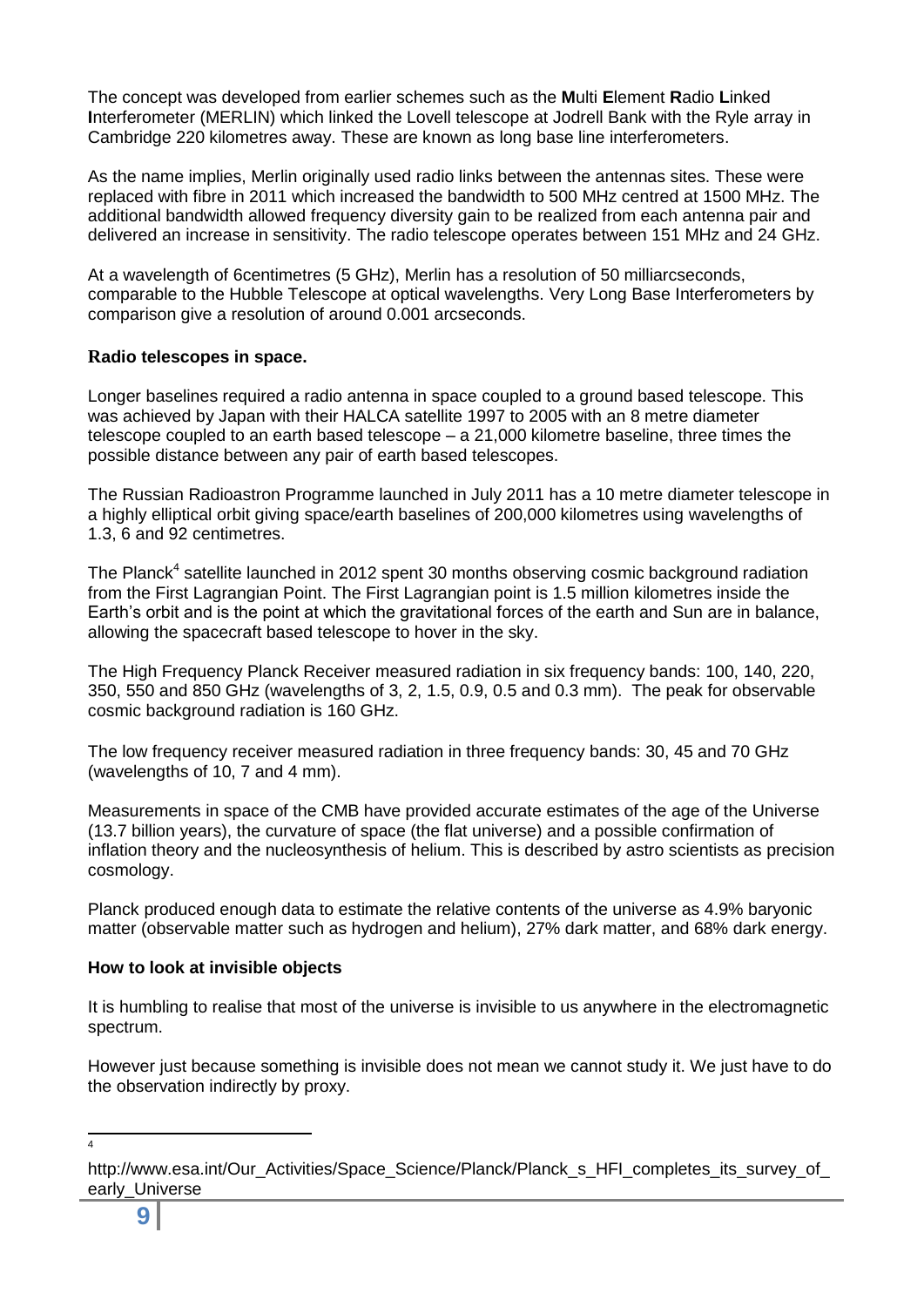The concept was developed from earlier schemes such as the **M**ulti **E**lement **R**adio **L**inked **I**nterferometer (MERLIN) which linked the Lovell telescope at Jodrell Bank with the Ryle array in Cambridge 220 kilometres away. These are known as long base line interferometers.

As the name implies, Merlin originally used radio links between the antennas sites. These were replaced with fibre in 2011 which increased the bandwidth to 500 MHz centred at 1500 MHz. The additional bandwidth allowed frequency diversity gain to be realized from each antenna pair and delivered an increase in sensitivity. The radio telescope operates between 151 MHz and 24 GHz.

At a wavelength of 6centimetres (5 GHz), Merlin has a resolution of 50 milliarcseconds, comparable to the Hubble Telescope at optical wavelengths. Very Long Base Interferometers by comparison give a resolution of around 0.001 arcseconds.

## Radio telescopes in space.

Longer baselines required a radio antenna in space coupled to a ground based telescope. This was achieved by Japan with their HALCA satellite 1997 to 2005 with an 8 metre diameter telescope coupled to an earth based telescope – a 21,000 kilometre baseline, three times the possible distance between any pair of earth based telescopes.

The Russian Radioastron Programme launched in July 2011 has a 10 metre diameter telescope in a highly elliptical orbit giving space/earth baselines of 200,000 kilometres using wavelengths of 1.3, 6 and 92 centimetres.

The Planck[4] satellite launched in 2012 spent 30 months observing cosmic background radiation from the First Lagrangian Point. The First Lagrangian point is 1.5 million kilometres inside the Earth's orbit and is the point at which the gravitational forces of the earth and Sun are in balance, allowing the spacecraft based telescope to hover in the sky.

The High Frequency Planck Receiver measured radiation in six frequency bands: 100, 140, 220, 350, 550 and 850 GHz (wavelengths of 3, 2, 1.5, 0.9, 0.5 and 0.3 mm). The peak for observable cosmic background radiation is 160 GHz.

The low frequency receiver measured radiation in three frequency bands: 30, 45 and 70 GHz (wavelengths of 10, 7 and 4 mm).

Measurements in space of the CMB have provided accurate estimates of the age of the Universe (13.7 billion years), the curvature of space (the flat universe) and a possible confirmation of inflation theory and the nucleosynthesis of helium. This is described by astro scientists as precision cosmology.

Planck produced enough data to estimate the relative contents of the universe as 4.9% baryonic matter (observable matter such as hydrogen and helium), 27% dark matter, and 68% dark energy.

## How to look at invisible objects

It is humbling to realise that most of the universe is invisible to us anywhere in the electromagnetic spectrum.

However just because something is invisible does not mean we cannot study it. We just have to do the observation indirectly by proxy.

---

[4] http://www.esa.int/Our_Activities/Space_Science/Planck/Planck_s_HFI_completes_its_survey_of_early_Universe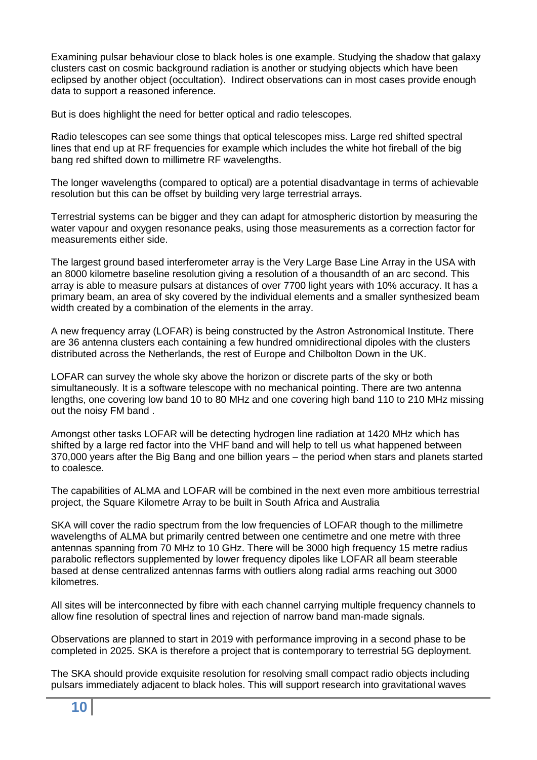Examining pulsar behaviour close to black holes is one example. Studying the shadow that galaxy clusters cast on cosmic background radiation is another or studying objects which have been eclipsed by another object (occultation). Indirect observations can in most cases provide enough data to support a reasoned inference.

But is does highlight the need for better optical and radio telescopes.

Radio telescopes can see some things that optical telescopes miss. Large red shifted spectral lines that end up at RF frequencies for example which includes the white hot fireball of the big bang red shifted down to millimetre RF wavelengths.

The longer wavelengths (compared to optical) are a potential disadvantage in terms of achievable resolution but this can be offset by building very large terrestrial arrays.

Terrestrial systems can be bigger and they can adapt for atmospheric distortion by measuring the water vapour and oxygen resonance peaks, using those measurements as a correction factor for measurements either side.

The largest ground based interferometer array is the Very Large Base Line Array in the USA with an 8000 kilometre baseline resolution giving a resolution of a thousandth of an arc second. This array is able to measure pulsars at distances of over 7700 light years with 10% accuracy. It has a primary beam, an area of sky covered by the individual elements and a smaller synthesized beam width created by a combination of the elements in the array.

A new frequency array (LOFAR) is being constructed by the Astron Astronomical Institute. There are 36 antenna clusters each containing a few hundred omnidirectional dipoles with the clusters distributed across the Netherlands, the rest of Europe and Chilbolton Down in the UK.

LOFAR can survey the whole sky above the horizon or discrete parts of the sky or both simultaneously. It is a software telescope with no mechanical pointing. There are two antenna lengths, one covering low band 10 to 80 MHz and one covering high band 110 to 210 MHz missing out the noisy FM band .

Amongst other tasks LOFAR will be detecting hydrogen line radiation at 1420 MHz which has shifted by a large red factor into the VHF band and will help to tell us what happened between 370,000 years after the Big Bang and one billion years – the period when stars and planets started to coalesce.

The capabilities of ALMA and LOFAR will be combined in the next even more ambitious terrestrial project, the Square Kilometre Array to be built in South Africa and Australia

SKA will cover the radio spectrum from the low frequencies of LOFAR though to the millimetre wavelengths of ALMA but primarily centred between one centimetre and one metre with three antennas spanning from 70 MHz to 10 GHz. There will be 3000 high frequency 15 metre radius parabolic reflectors supplemented by lower frequency dipoles like LOFAR all beam steerable based at dense centralized antennas farms with outliers along radial arms reaching out 3000 kilometres.

All sites will be interconnected by fibre with each channel carrying multiple frequency channels to allow fine resolution of spectral lines and rejection of narrow band man-made signals.

Observations are planned to start in 2019 with performance improving in a second phase to be completed in 2025. SKA is therefore a project that is contemporary to terrestrial 5G deployment.

The SKA should provide exquisite resolution for resolving small compact radio objects including pulsars immediately adjacent to black holes. This will support research into gravitational waves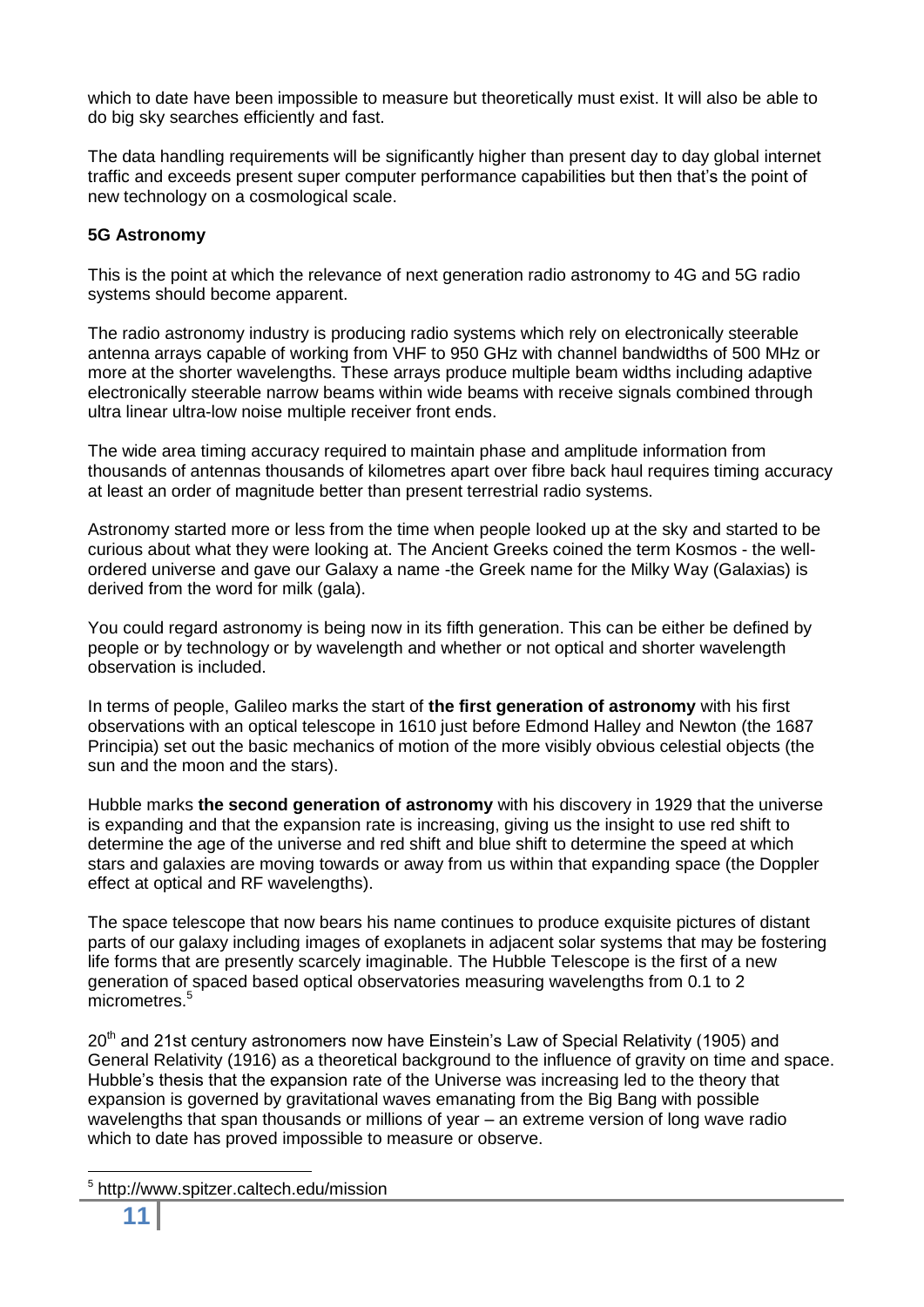which to date have been impossible to measure but theoretically must exist. It will also be able to do big sky searches efficiently and fast.

The data handling requirements will be significantly higher than present day to day global internet traffic and exceeds present super computer performance capabilities but then that's the point of new technology on a cosmological scale.

**5G Astronomy**

This is the point at which the relevance of next generation radio astronomy to 4G and 5G radio systems should become apparent.

The radio astronomy industry is producing radio systems which rely on electronically steerable antenna arrays capable of working from VHF to 950 GHz with channel bandwidths of 500 MHz or more at the shorter wavelengths. These arrays produce multiple beam widths including adaptive electronically steerable narrow beams within wide beams with receive signals combined through ultra linear ultra-low noise multiple receiver front ends.

The wide area timing accuracy required to maintain phase and amplitude information from thousands of antennas thousands of kilometres apart over fibre back haul requires timing accuracy at least an order of magnitude better than present terrestrial radio systems.

Astronomy started more or less from the time when people looked up at the sky and started to be curious about what they were looking at. The Ancient Greeks coined the term Kosmos - the well-ordered universe and gave our Galaxy a name -the Greek name for the Milky Way (Galaxias) is derived from the word for milk (gala).

You could regard astronomy is being now in its fifth generation. This can be either be defined by people or by technology or by wavelength and whether or not optical and shorter wavelength observation is included.

In terms of people, Galileo marks the start of **the first generation of astronomy** with his first observations with an optical telescope in 1610 just before Edmond Halley and Newton (the 1687 Principia) set out the basic mechanics of motion of the more visibly obvious celestial objects (the sun and the moon and the stars).

Hubble marks **the second generation of astronomy** with his discovery in 1929 that the universe is expanding and that the expansion rate is increasing, giving us the insight to use red shift to determine the age of the universe and red shift and blue shift to determine the speed at which stars and galaxies are moving towards or away from us within that expanding space (the Doppler effect at optical and RF wavelengths).

The space telescope that now bears his name continues to produce exquisite pictures of distant parts of our galaxy including images of exoplanets in adjacent solar systems that may be fostering life forms that are presently scarcely imaginable. The Hubble Telescope is the first of a new generation of spaced based optical observatories measuring wavelengths from 0.1 to 2 micrometres.[5]

20th and 21st century astronomers now have Einstein's Law of Special Relativity (1905) and General Relativity (1916) as a theoretical background to the influence of gravity on time and space. Hubble's thesis that the expansion rate of the Universe was increasing led to the theory that expansion is governed by gravitational waves emanating from the Big Bang with possible wavelengths that span thousands or millions of year – an extreme version of long wave radio which to date has proved impossible to measure or observe.

---

[5] http://www.spitzer.caltech.edu/mission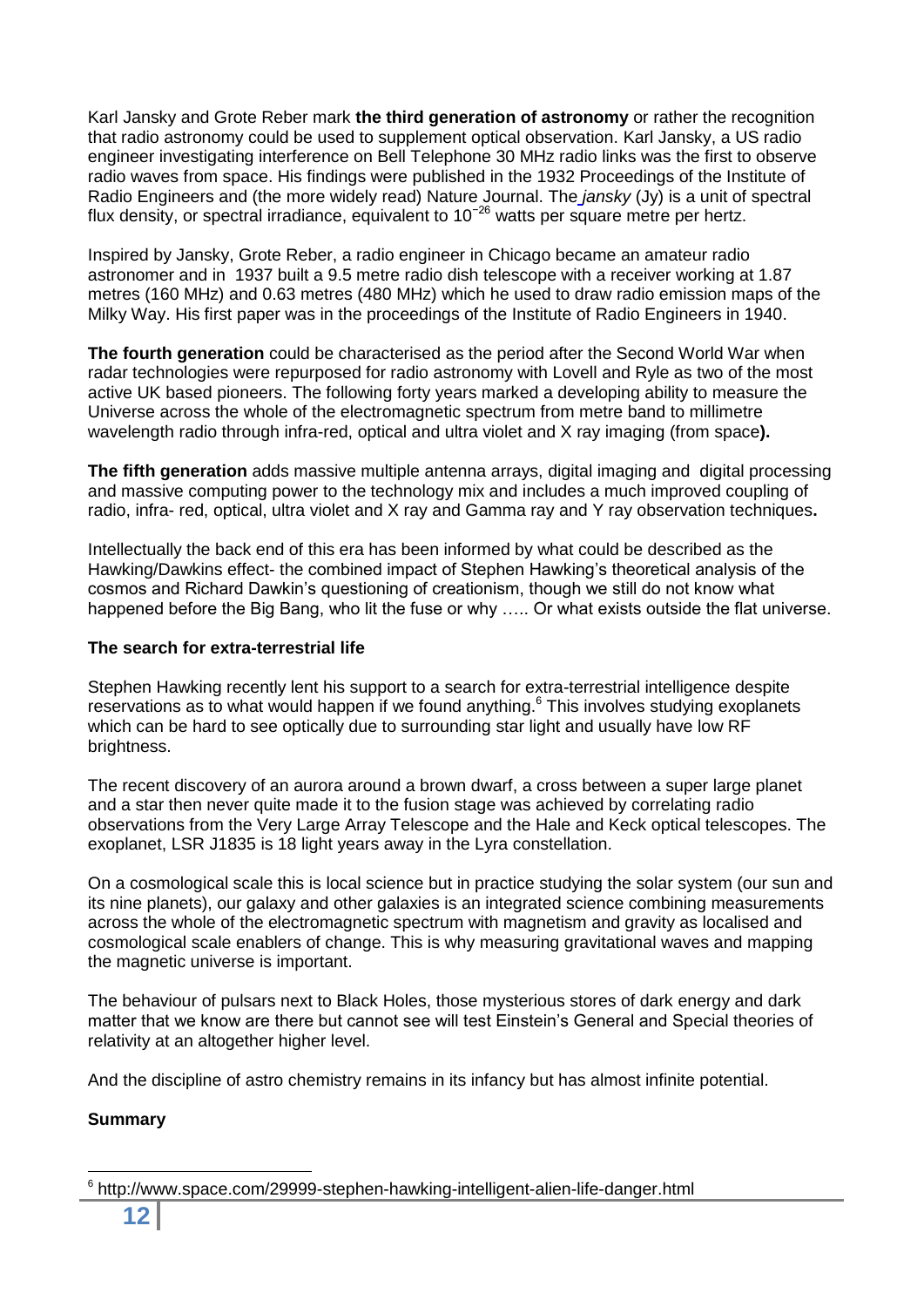Karl Jansky and Grote Reber mark **the third generation of astronomy** or rather the recognition that radio astronomy could be used to supplement optical observation. Karl Jansky, a US radio engineer investigating interference on Bell Telephone 30 MHz radio links was the first to observe radio waves from space. His findings were published in the 1932 Proceedings of the Institute of Radio Engineers and (the more widely read) Nature Journal. The *jansky* (Jy) is a unit of spectral flux density, or spectral irradiance, equivalent to $10^{-26}$ watts per square metre per hertz.

Inspired by Jansky, Grote Reber, a radio engineer in Chicago became an amateur radio astronomer and in 1937 built a 9.5 metre radio dish telescope with a receiver working at 1.87 metres (160 MHz) and 0.63 metres (480 MHz) which he used to draw radio emission maps of the Milky Way. His first paper was in the proceedings of the Institute of Radio Engineers in 1940.

**The fourth generation** could be characterised as the period after the Second World War when radar technologies were repurposed for radio astronomy with Lovell and Ryle as two of the most active UK based pioneers. The following forty years marked a developing ability to measure the Universe across the whole of the electromagnetic spectrum from metre band to millimetre wavelength radio through infra-red, optical and ultra violet and X ray imaging (from space**).**

**The fifth generation** adds massive multiple antenna arrays, digital imaging and digital processing and massive computing power to the technology mix and includes a much improved coupling of radio, infra- red, optical, ultra violet and X ray and Gamma ray and Y ray observation techniques**.**

Intellectually the back end of this era has been informed by what could be described as the Hawking/Dawkins effect- the combined impact of Stephen Hawking's theoretical analysis of the cosmos and Richard Dawkin's questioning of creationism, though we still do not know what happened before the Big Bang, who lit the fuse or why ….. Or what exists outside the flat universe.

**The search for extra-terrestrial life**

Stephen Hawking recently lent his support to a search for extra-terrestrial intelligence despite reservations as to what would happen if we found anything.[6] This involves studying exoplanets which can be hard to see optically due to surrounding star light and usually have low RF brightness.

The recent discovery of an aurora around a brown dwarf, a cross between a super large planet and a star then never quite made it to the fusion stage was achieved by correlating radio observations from the Very Large Array Telescope and the Hale and Keck optical telescopes. The exoplanet, LSR J1835 is 18 light years away in the Lyra constellation.

On a cosmological scale this is local science but in practice studying the solar system (our sun and its nine planets), our galaxy and other galaxies is an integrated science combining measurements across the whole of the electromagnetic spectrum with magnetism and gravity as localised and cosmological scale enablers of change. This is why measuring gravitational waves and mapping the magnetic universe is important.

The behaviour of pulsars next to Black Holes, those mysterious stores of dark energy and dark matter that we know are there but cannot see will test Einstein's General and Special theories of relativity at an altogether higher level.

And the discipline of astro chemistry remains in its infancy but has almost infinite potential.

**Summary**

[6] http://www.space.com/29999-stephen-hawking-intelligent-alien-life-danger.html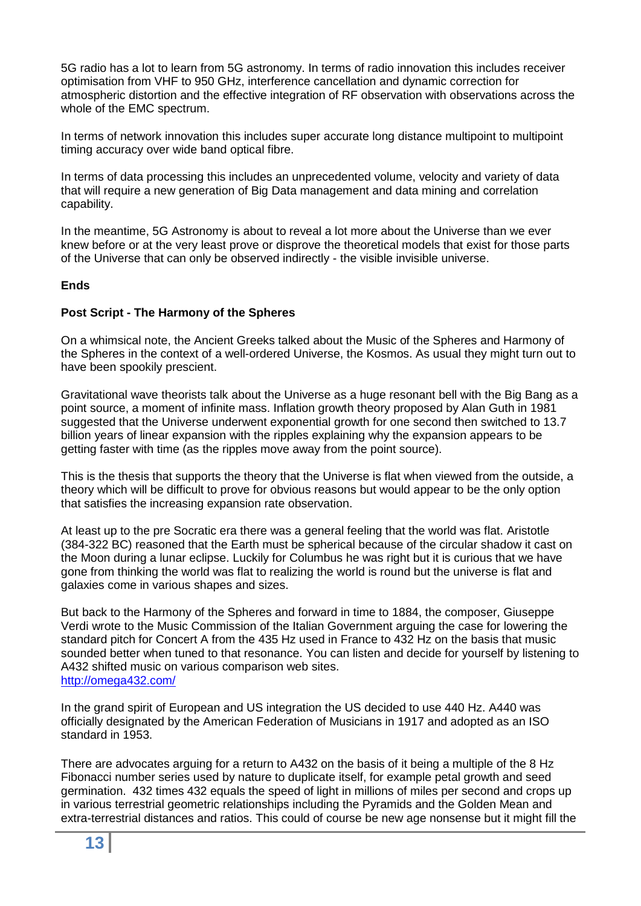5G radio has a lot to learn from 5G astronomy. In terms of radio innovation this includes receiver optimisation from VHF to 950 GHz, interference cancellation and dynamic correction for atmospheric distortion and the effective integration of RF observation with observations across the whole of the EMC spectrum.

In terms of network innovation this includes super accurate long distance multipoint to multipoint timing accuracy over wide band optical fibre.

In terms of data processing this includes an unprecedented volume, velocity and variety of data that will require a new generation of Big Data management and data mining and correlation capability.

In the meantime, 5G Astronomy is about to reveal a lot more about the Universe than we ever knew before or at the very least prove or disprove the theoretical models that exist for those parts of the Universe that can only be observed indirectly - the visible invisible universe.

**Ends**

**Post Script - The Harmony of the Spheres**

On a whimsical note, the Ancient Greeks talked about the Music of the Spheres and Harmony of the Spheres in the context of a well-ordered Universe, the Kosmos. As usual they might turn out to have been spookily prescient.

Gravitational wave theorists talk about the Universe as a huge resonant bell with the Big Bang as a point source, a moment of infinite mass. Inflation growth theory proposed by Alan Guth in 1981 suggested that the Universe underwent exponential growth for one second then switched to 13.7 billion years of linear expansion with the ripples explaining why the expansion appears to be getting faster with time (as the ripples move away from the point source).

This is the thesis that supports the theory that the Universe is flat when viewed from the outside, a theory which will be difficult to prove for obvious reasons but would appear to be the only option that satisfies the increasing expansion rate observation.

At least up to the pre Socratic era there was a general feeling that the world was flat. Aristotle (384-322 BC) reasoned that the Earth must be spherical because of the circular shadow it cast on the Moon during a lunar eclipse. Luckily for Columbus he was right but it is curious that we have gone from thinking the world was flat to realizing the world is round but the universe is flat and galaxies come in various shapes and sizes.

But back to the Harmony of the Spheres and forward in time to 1884, the composer, Giuseppe Verdi wrote to the Music Commission of the Italian Government arguing the case for lowering the standard pitch for Concert A from the 435 Hz used in France to 432 Hz on the basis that music sounded better when tuned to that resonance. You can listen and decide for yourself by listening to A432 shifted music on various comparison web sites.
http://omega432.com/

In the grand spirit of European and US integration the US decided to use 440 Hz. A440 was officially designated by the American Federation of Musicians in 1917 and adopted as an ISO standard in 1953.

There are advocates arguing for a return to A432 on the basis of it being a multiple of the 8 Hz Fibonacci number series used by nature to duplicate itself, for example petal growth and seed germination. 432 times 432 equals the speed of light in millions of miles per second and crops up in various terrestrial geometric relationships including the Pyramids and the Golden Mean and extra-terrestrial distances and ratios. This could of course be new age nonsense but it might fill the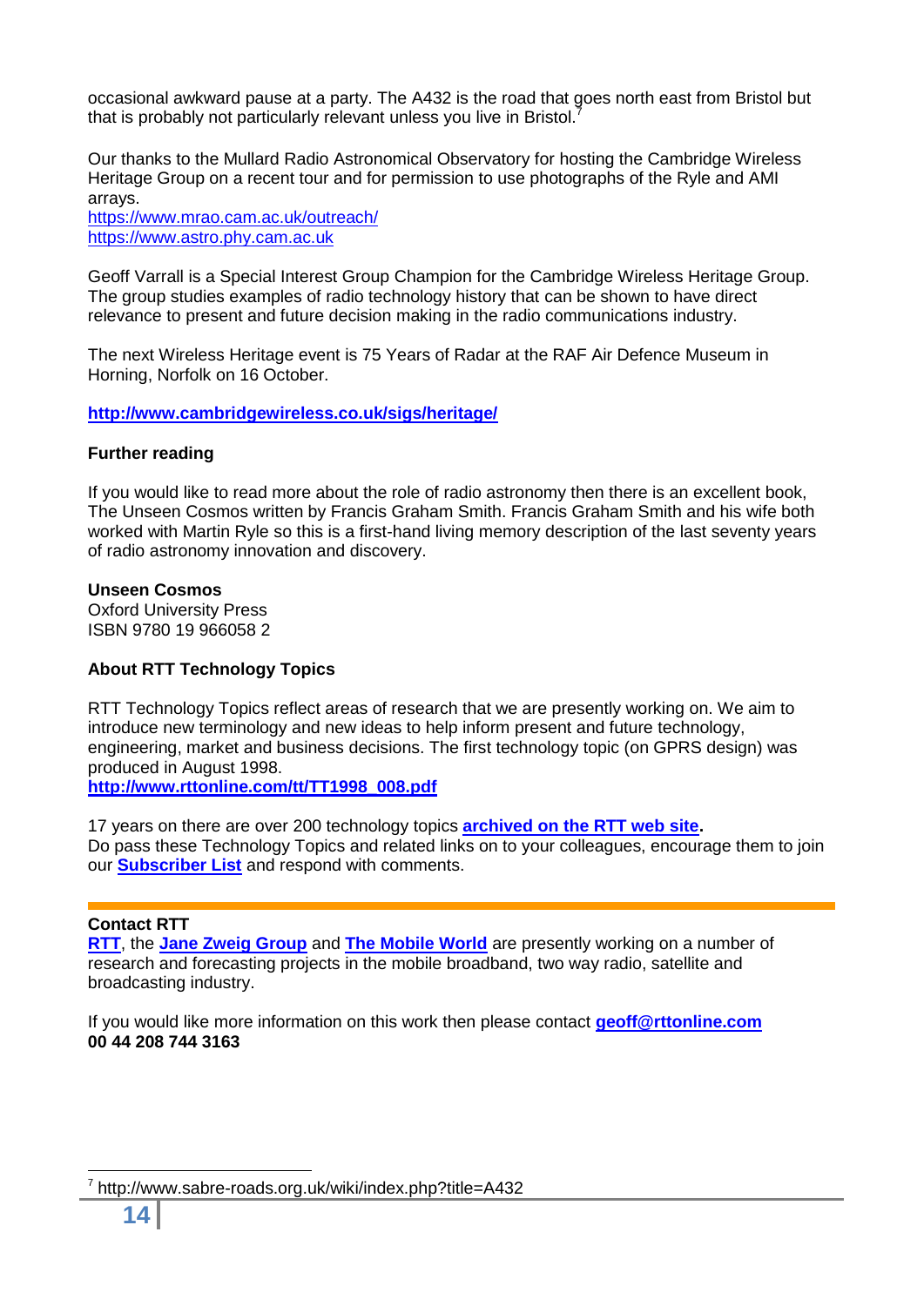occasional awkward pause at a party. The A432 is the road that goes north east from Bristol but that is probably not particularly relevant unless you live in Bristol.[7]

Our thanks to the Mullard Radio Astronomical Observatory for hosting the Cambridge Wireless Heritage Group on a recent tour and for permission to use photographs of the Ryle and AMI arrays.
https://www.mrao.cam.ac.uk/outreach/
https://www.astro.phy.cam.ac.uk

Geoff Varrall is a Special Interest Group Champion for the Cambridge Wireless Heritage Group. The group studies examples of radio technology history that can be shown to have direct relevance to present and future decision making in the radio communications industry.

The next Wireless Heritage event is 75 Years of Radar at the RAF Air Defence Museum in Horning, Norfolk on 16 October.

**http://www.cambridgewireless.co.uk/sigs/heritage/**

**Further reading**

If you would like to read more about the role of radio astronomy then there is an excellent book, The Unseen Cosmos written by Francis Graham Smith. Francis Graham Smith and his wife both worked with Martin Ryle so this is a first-hand living memory description of the last seventy years of radio astronomy innovation and discovery.

**Unseen Cosmos**
Oxford University Press
ISBN 9780 19 966058 2

**About RTT Technology Topics**

RTT Technology Topics reflect areas of research that we are presently working on. We aim to introduce new terminology and new ideas to help inform present and future technology, engineering, market and business decisions. The first technology topic (on GPRS design) was produced in August 1998.
**http://www.rttonline.com/tt/TT1998_008.pdf**

17 years on there are over 200 technology topics **archived on the RTT web site.**
Do pass these Technology Topics and related links on to your colleagues, encourage them to join our **Subscriber List** and respond with comments.

---

**Contact RTT**
**RTT**, the **Jane Zweig Group** and **The Mobile World** are presently working on a number of research and forecasting projects in the mobile broadband, two way radio, satellite and broadcasting industry.

If you would like more information on this work then please contact **geoff@rttonline.com**
**00 44 208 744 3163**

[7] http://www.sabre-roads.org.uk/wiki/index.php?title=A432